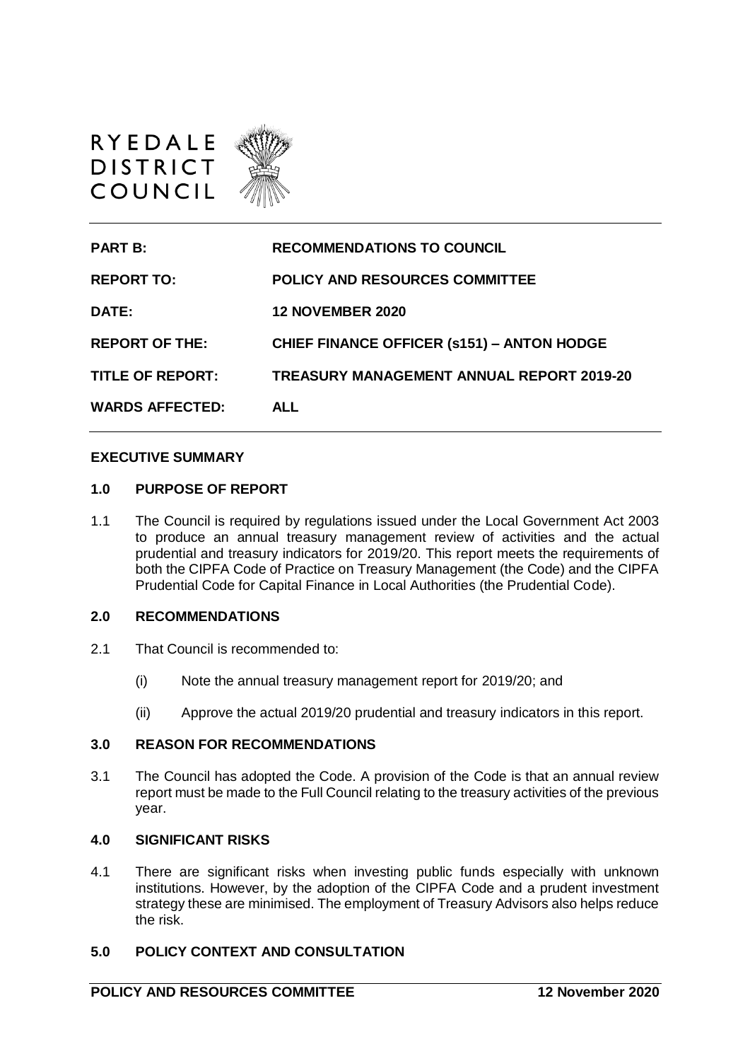RYEDALE DISTRICT COUNCIL

| | |
|---|---|
| **PART B:** | **RECOMMENDATIONS TO COUNCIL** |
| **REPORT TO:** | **POLICY AND RESOURCES COMMITTEE** |
| **DATE:** | **12 NOVEMBER 2020** |
| **REPORT OF THE:** | **CHIEF FINANCE OFFICER (s151) – ANTON HODGE** |
| **TITLE OF REPORT:** | **TREASURY MANAGEMENT ANNUAL REPORT 2019-20** |
| **WARDS AFFECTED:** | **ALL** |

## EXECUTIVE SUMMARY

### 1.0 PURPOSE OF REPORT

1.1 The Council is required by regulations issued under the Local Government Act 2003 to produce an annual treasury management review of activities and the actual prudential and treasury indicators for 2019/20. This report meets the requirements of both the CIPFA Code of Practice on Treasury Management (the Code) and the CIPFA Prudential Code for Capital Finance in Local Authorities (the Prudential Code).

### 2.0 RECOMMENDATIONS

2.1 That Council is recommended to:

(i) Note the annual treasury management report for 2019/20; and

(ii) Approve the actual 2019/20 prudential and treasury indicators in this report.

### 3.0 REASON FOR RECOMMENDATIONS

3.1 The Council has adopted the Code. A provision of the Code is that an annual review report must be made to the Full Council relating to the treasury activities of the previous year.

### 4.0 SIGNIFICANT RISKS

4.1 There are significant risks when investing public funds especially with unknown institutions. However, by the adoption of the CIPFA Code and a prudent investment strategy these are minimised. The employment of Treasury Advisors also helps reduce the risk.

### 5.0 POLICY CONTEXT AND CONSULTATION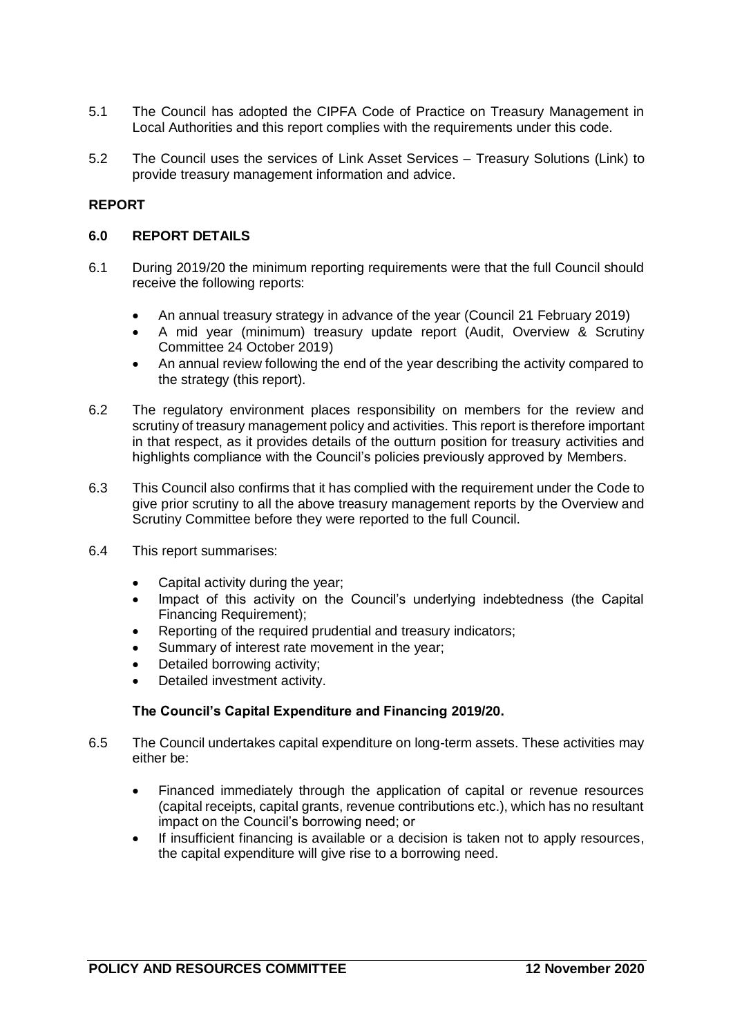5.1 The Council has adopted the CIPFA Code of Practice on Treasury Management in Local Authorities and this report complies with the requirements under this code.

5.2 The Council uses the services of Link Asset Services – Treasury Solutions (Link) to provide treasury management information and advice.

## REPORT

### 6.0 REPORT DETAILS

6.1 During 2019/20 the minimum reporting requirements were that the full Council should receive the following reports:

- An annual treasury strategy in advance of the year (Council 21 February 2019)
- A mid year (minimum) treasury update report (Audit, Overview & Scrutiny Committee 24 October 2019)
- An annual review following the end of the year describing the activity compared to the strategy (this report).

6.2 The regulatory environment places responsibility on members for the review and scrutiny of treasury management policy and activities. This report is therefore important in that respect, as it provides details of the outturn position for treasury activities and highlights compliance with the Council's policies previously approved by Members.

6.3 This Council also confirms that it has complied with the requirement under the Code to give prior scrutiny to all the above treasury management reports by the Overview and Scrutiny Committee before they were reported to the full Council.

6.4 This report summarises:

- Capital activity during the year;
- Impact of this activity on the Council's underlying indebtedness (the Capital Financing Requirement);
- Reporting of the required prudential and treasury indicators;
- Summary of interest rate movement in the year;
- Detailed borrowing activity;
- Detailed investment activity.

**The Council's Capital Expenditure and Financing 2019/20.**

6.5 The Council undertakes capital expenditure on long-term assets. These activities may either be:

- Financed immediately through the application of capital or revenue resources (capital receipts, capital grants, revenue contributions etc.), which has no resultant impact on the Council's borrowing need; or
- If insufficient financing is available or a decision is taken not to apply resources, the capital expenditure will give rise to a borrowing need.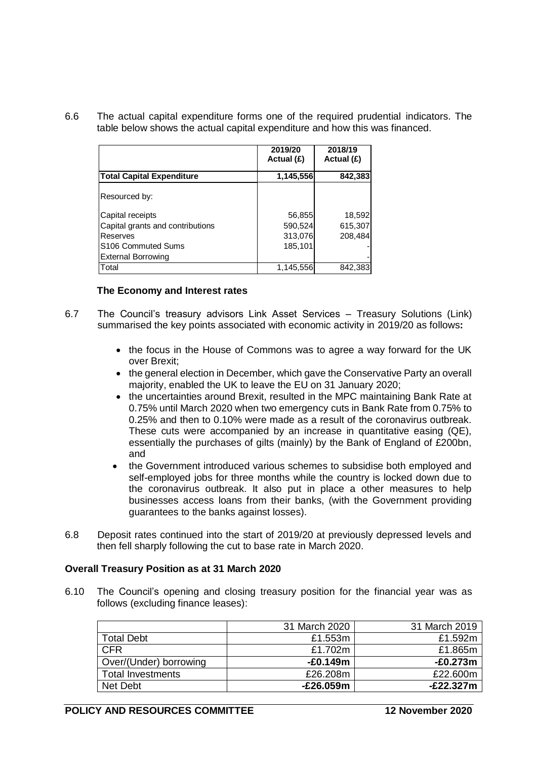6.6 The actual capital expenditure forms one of the required prudential indicators. The table below shows the actual capital expenditure and how this was financed.

| | 2019/20 Actual (£) | 2018/19 Actual (£) |
|---|---|---|
| **Total Capital Expenditure** | **1,145,556** | **842,383** |
| Resourced by: | | |
| Capital receipts | 56,855 | 18,592 |
| Capital grants and contributions | 590,524 | 615,307 |
| Reserves | 313,076 | 208,484 |
| S106 Commuted Sums | 185,101 | - |
| External Borrowing | | - |
| Total | 1,145,556 | 842,383 |

**The Economy and Interest rates**

6.7 The Council's treasury advisors Link Asset Services – Treasury Solutions (Link) summarised the key points associated with economic activity in 2019/20 as follows**:**

- the focus in the House of Commons was to agree a way forward for the UK over Brexit;
- the general election in December, which gave the Conservative Party an overall majority, enabled the UK to leave the EU on 31 January 2020;
- the uncertainties around Brexit, resulted in the MPC maintaining Bank Rate at 0.75% until March 2020 when two emergency cuts in Bank Rate from 0.75% to 0.25% and then to 0.10% were made as a result of the coronavirus outbreak. These cuts were accompanied by an increase in quantitative easing (QE), essentially the purchases of gilts (mainly) by the Bank of England of £200bn, and
- the Government introduced various schemes to subsidise both employed and self-employed jobs for three months while the country is locked down due to the coronavirus outbreak. It also put in place a other measures to help businesses access loans from their banks, (with the Government providing guarantees to the banks against losses).

6.8 Deposit rates continued into the start of 2019/20 at previously depressed levels and then fell sharply following the cut to base rate in March 2020.

**Overall Treasury Position as at 31 March 2020**

6.10 The Council's opening and closing treasury position for the financial year was as follows (excluding finance leases):

| | 31 March 2020 | 31 March 2019 |
|---|---|---|
| Total Debt | £1.553m | £1.592m |
| CFR | £1.702m | £1.865m |
| Over/(Under) borrowing | **-£0.149m** | **-£0.273m** |
| Total Investments | £26.208m | £22.600m |
| Net Debt | **-£26.059m** | **-£22.327m** |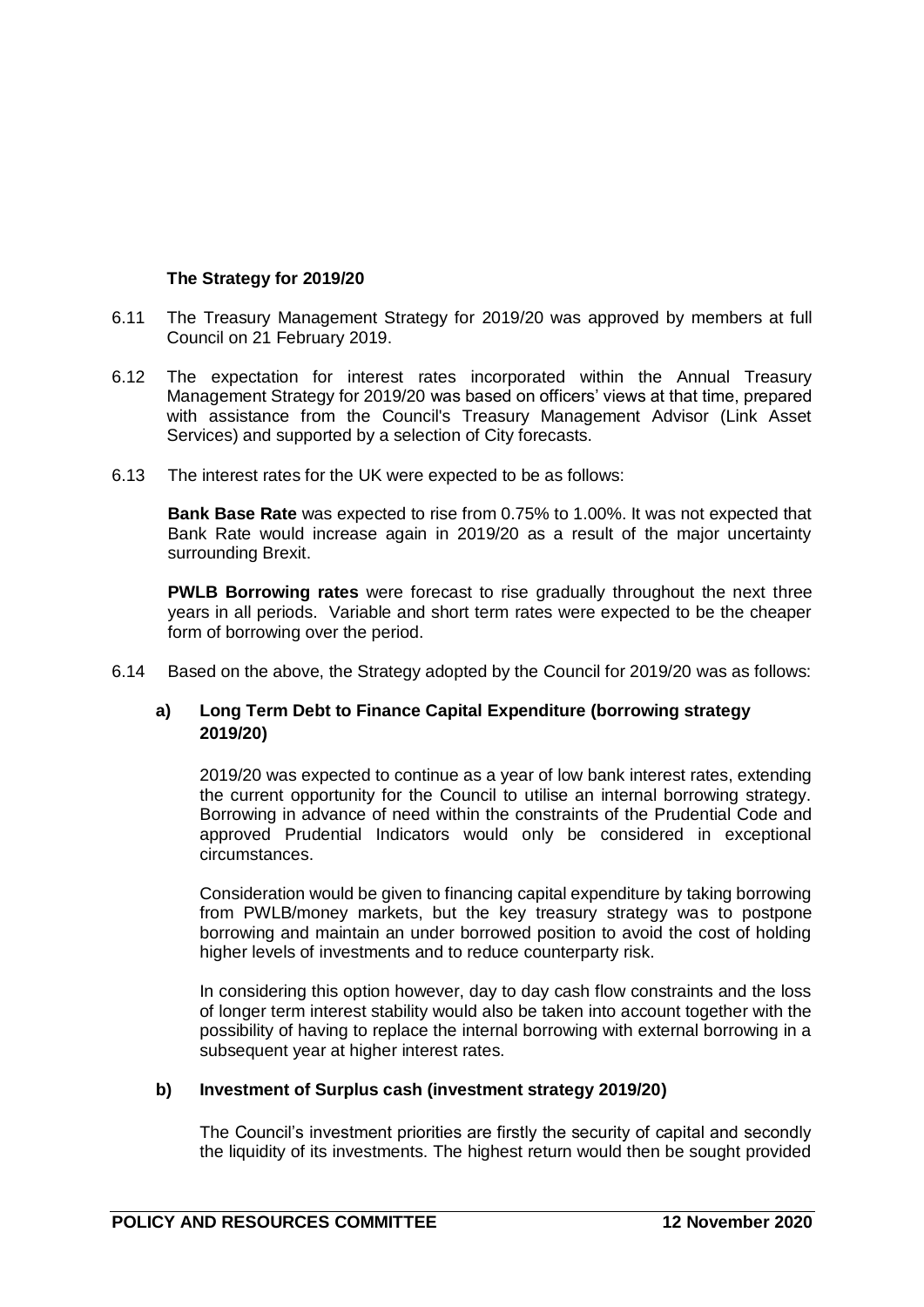**The Strategy for 2019/20**

6.11 The Treasury Management Strategy for 2019/20 was approved by members at full Council on 21 February 2019.

6.12 The expectation for interest rates incorporated within the Annual Treasury Management Strategy for 2019/20 was based on officers' views at that time, prepared with assistance from the Council's Treasury Management Advisor (Link Asset Services) and supported by a selection of City forecasts.

6.13 The interest rates for the UK were expected to be as follows:

**Bank Base Rate** was expected to rise from 0.75% to 1.00%. It was not expected that Bank Rate would increase again in 2019/20 as a result of the major uncertainty surrounding Brexit.

**PWLB Borrowing rates** were forecast to rise gradually throughout the next three years in all periods. Variable and short term rates were expected to be the cheaper form of borrowing over the period.

6.14 Based on the above, the Strategy adopted by the Council for 2019/20 was as follows:

**a) Long Term Debt to Finance Capital Expenditure (borrowing strategy 2019/20)**

2019/20 was expected to continue as a year of low bank interest rates, extending the current opportunity for the Council to utilise an internal borrowing strategy. Borrowing in advance of need within the constraints of the Prudential Code and approved Prudential Indicators would only be considered in exceptional circumstances.

Consideration would be given to financing capital expenditure by taking borrowing from PWLB/money markets, but the key treasury strategy was to postpone borrowing and maintain an under borrowed position to avoid the cost of holding higher levels of investments and to reduce counterparty risk.

In considering this option however, day to day cash flow constraints and the loss of longer term interest stability would also be taken into account together with the possibility of having to replace the internal borrowing with external borrowing in a subsequent year at higher interest rates.

**b) Investment of Surplus cash (investment strategy 2019/20)**

The Council's investment priorities are firstly the security of capital and secondly the liquidity of its investments. The highest return would then be sought provided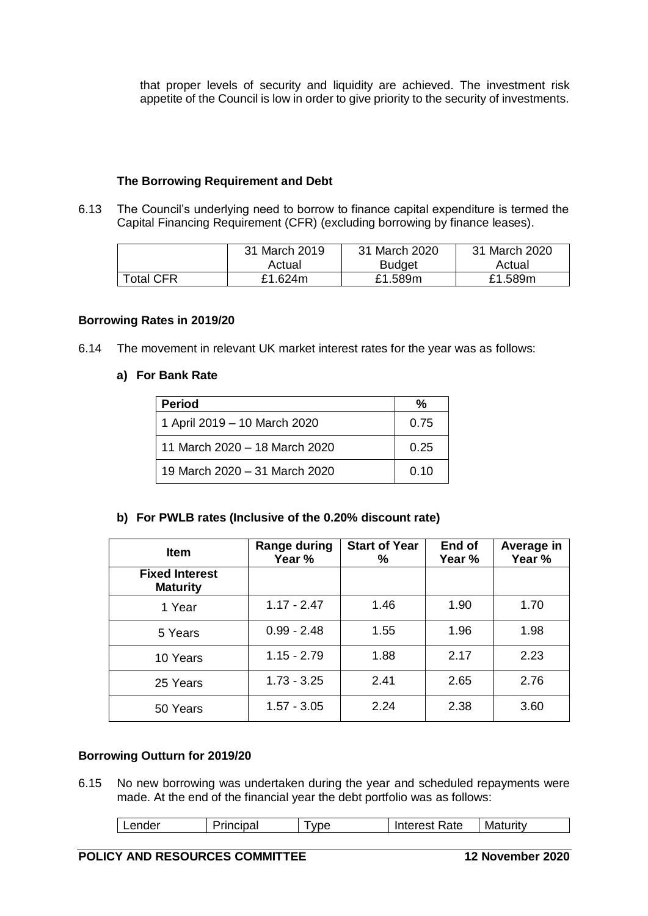that proper levels of security and liquidity are achieved. The investment risk appetite of the Council is low in order to give priority to the security of investments.

**The Borrowing Requirement and Debt**

6.13 The Council's underlying need to borrow to finance capital expenditure is termed the Capital Financing Requirement (CFR) (excluding borrowing by finance leases).

| | 31 March 2019 Actual | 31 March 2020 Budget | 31 March 2020 Actual |
|---|---|---|---|
| Total CFR | £1.624m | £1.589m | £1.589m |

**Borrowing Rates in 2019/20**

6.14 The movement in relevant UK market interest rates for the year was as follows:

**a) For Bank Rate**

| Period | % |
|---|---|
| 1 April 2019 – 10 March 2020 | 0.75 |
| 11 March 2020 – 18 March 2020 | 0.25 |
| 19 March 2020 – 31 March 2020 | 0.10 |

**b) For PWLB rates (Inclusive of the 0.20% discount rate)**

| Item | Range during Year % | Start of Year % | End of Year % | Average in Year % |
|---|---|---|---|---|
| **Fixed Interest Maturity** | | | | |
| 1 Year | 1.17 - 2.47 | 1.46 | 1.90 | 1.70 |
| 5 Years | 0.99 - 2.48 | 1.55 | 1.96 | 1.98 |
| 10 Years | 1.15 - 2.79 | 1.88 | 2.17 | 2.23 |
| 25 Years | 1.73 - 3.25 | 2.41 | 2.65 | 2.76 |
| 50 Years | 1.57 - 3.05 | 2.24 | 2.38 | 3.60 |

**Borrowing Outturn for 2019/20**

6.15 No new borrowing was undertaken during the year and scheduled repayments were made. At the end of the financial year the debt portfolio was as follows:

| Lender | Principal | Type | Interest Rate | Maturity |
|---|---|---|---|---|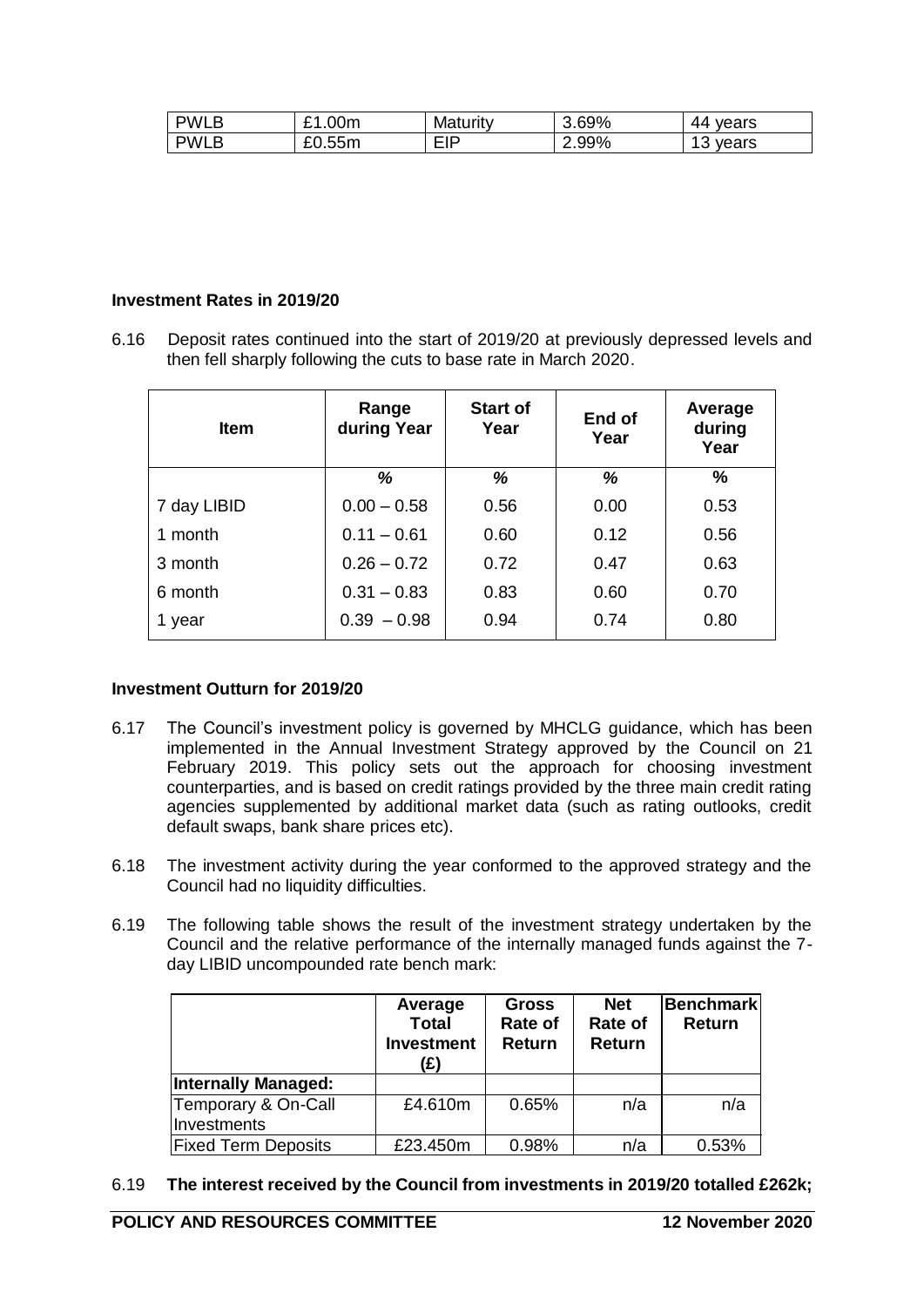| PWLB | £1.00m | Maturity | 3.69% | 44 years |
|---|---|---|---|---|
| PWLB | £0.55m | EIP | 2.99% | 13 years |

**Investment Rates in 2019/20**

6.16 Deposit rates continued into the start of 2019/20 at previously depressed levels and then fell sharply following the cuts to base rate in March 2020.

| Item | Range during Year | Start of Year | End of Year | Average during Year |
|---|---|---|---|---|
| | % | % | % | % |
| 7 day LIBID | 0.00 – 0.58 | 0.56 | 0.00 | 0.53 |
| 1 month | 0.11 – 0.61 | 0.60 | 0.12 | 0.56 |
| 3 month | 0.26 – 0.72 | 0.72 | 0.47 | 0.63 |
| 6 month | 0.31 – 0.83 | 0.83 | 0.60 | 0.70 |
| 1 year | 0.39 – 0.98 | 0.94 | 0.74 | 0.80 |

**Investment Outturn for 2019/20**

6.17 The Council's investment policy is governed by MHCLG guidance, which has been implemented in the Annual Investment Strategy approved by the Council on 21 February 2019. This policy sets out the approach for choosing investment counterparties, and is based on credit ratings provided by the three main credit rating agencies supplemented by additional market data (such as rating outlooks, credit default swaps, bank share prices etc).

6.18 The investment activity during the year conformed to the approved strategy and the Council had no liquidity difficulties.

6.19 The following table shows the result of the investment strategy undertaken by the Council and the relative performance of the internally managed funds against the 7-day LIBID uncompounded rate bench mark:

| | Average Total Investment (£) | Gross Rate of Return | Net Rate of Return | Benchmark Return |
|---|---|---|---|---|
| **Internally Managed:** | | | | |
| Temporary & On-Call Investments | £4.610m | 0.65% | n/a | n/a |
| Fixed Term Deposits | £23.450m | 0.98% | n/a | 0.53% |

6.19 **The interest received by the Council from investments in 2019/20 totalled £262k;**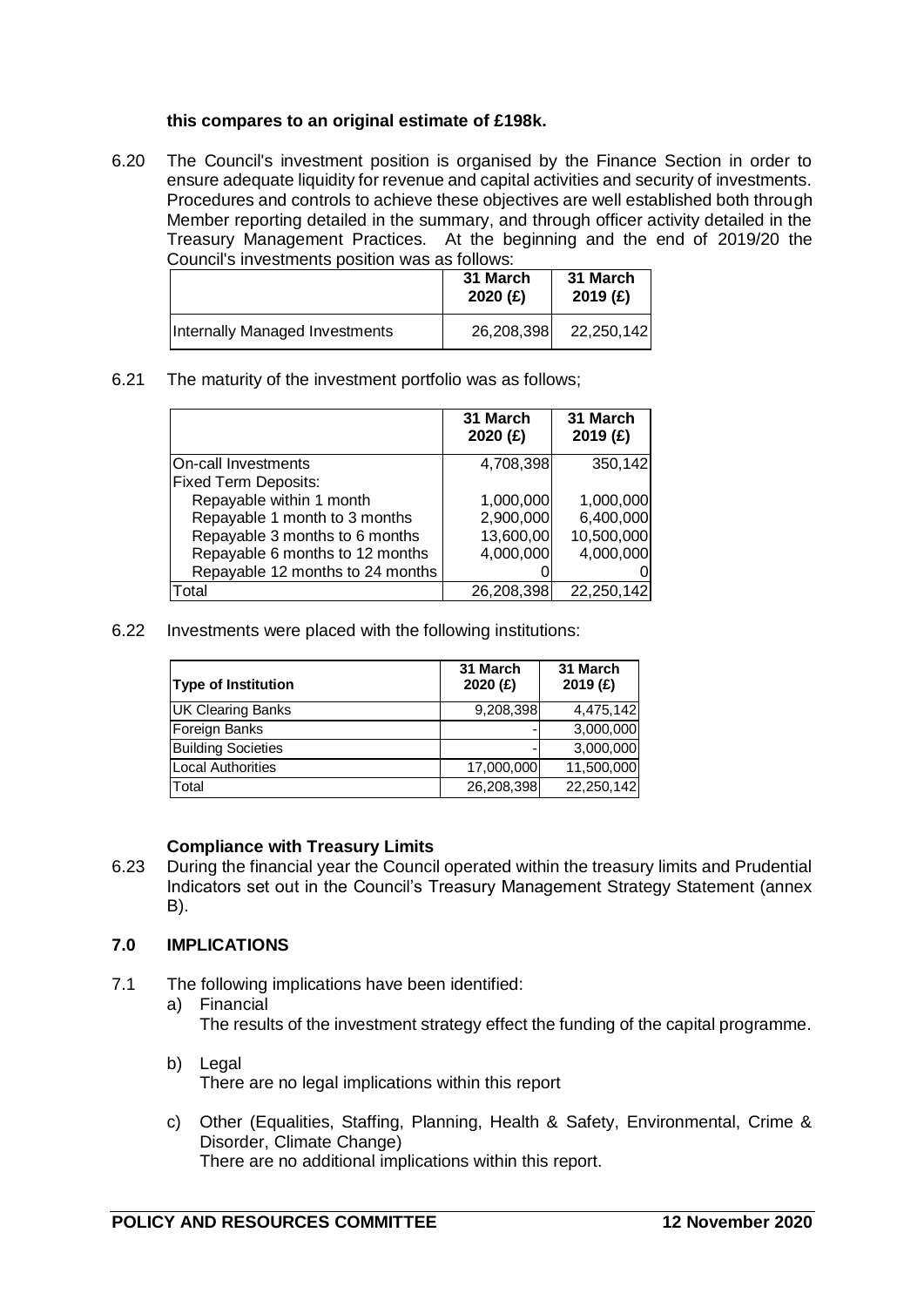**this compares to an original estimate of £198k.**

6.20 The Council's investment position is organised by the Finance Section in order to ensure adequate liquidity for revenue and capital activities and security of investments. Procedures and controls to achieve these objectives are well established both through Member reporting detailed in the summary, and through officer activity detailed in the Treasury Management Practices. At the beginning and the end of 2019/20 the Council's investments position was as follows:

| | 31 March 2020 (£) | 31 March 2019 (£) |
|---|---|---|
| Internally Managed Investments | 26,208,398 | 22,250,142 |

6.21 The maturity of the investment portfolio was as follows;

| | 31 March 2020 (£) | 31 March 2019 (£) |
|---|---|---|
| On-call Investments | 4,708,398 | 350,142 |
| Fixed Term Deposits: | | |
| Repayable within 1 month | 1,000,000 | 1,000,000 |
| Repayable 1 month to 3 months | 2,900,000 | 6,400,000 |
| Repayable 3 months to 6 months | 13,600,00 | 10,500,000 |
| Repayable 6 months to 12 months | 4,000,000 | 4,000,000 |
| Repayable 12 months to 24 months | 0 | 0 |
| Total | 26,208,398 | 22,250,142 |

6.22 Investments were placed with the following institutions:

| Type of Institution | 31 March 2020 (£) | 31 March 2019 (£) |
|---|---|---|
| UK Clearing Banks | 9,208,398 | 4,475,142 |
| Foreign Banks | - | 3,000,000 |
| Building Societies | - | 3,000,000 |
| Local Authorities | 17,000,000 | 11,500,000 |
| Total | 26,208,398 | 22,250,142 |

**Compliance with Treasury Limits**

6.23 During the financial year the Council operated within the treasury limits and Prudential Indicators set out in the Council's Treasury Management Strategy Statement (annex B).

## 7.0 IMPLICATIONS

7.1 The following implications have been identified:

a) Financial
The results of the investment strategy effect the funding of the capital programme.

b) Legal
There are no legal implications within this report

c) Other (Equalities, Staffing, Planning, Health & Safety, Environmental, Crime & Disorder, Climate Change)
There are no additional implications within this report.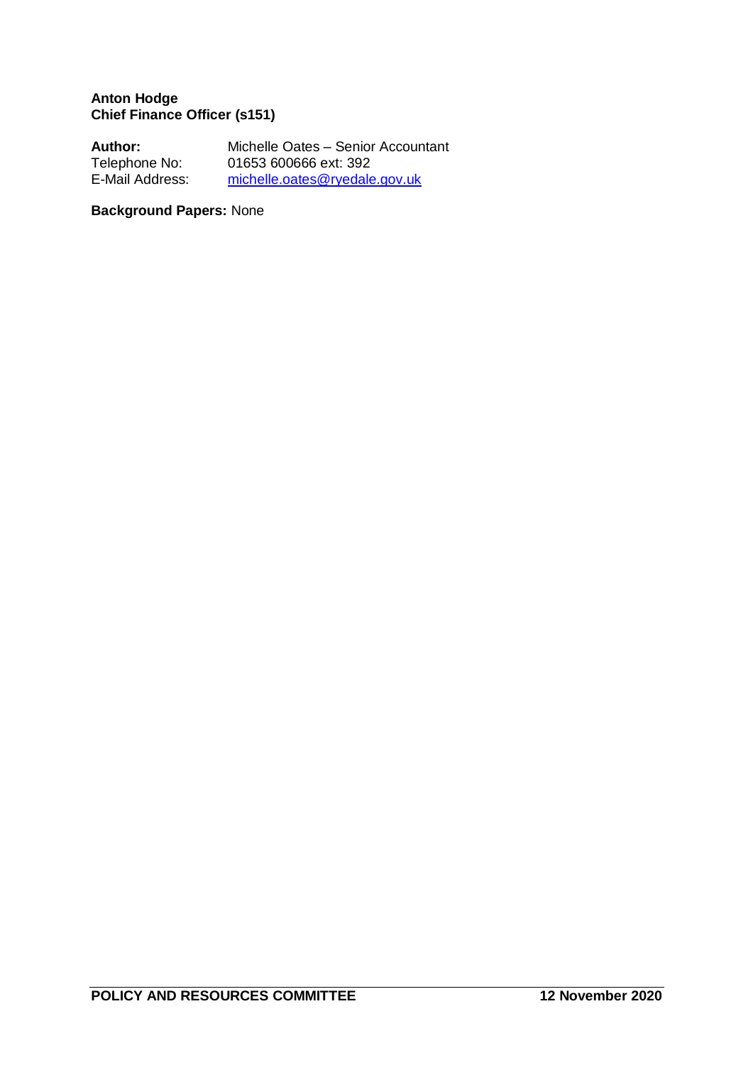**Anton Hodge**
**Chief Finance Officer (s151)**

| | |
|---|---|
| **Author:** | Michelle Oates – Senior Accountant |
| Telephone No: | 01653 600666 ext: 392 |
| E-Mail Address: | michelle.oates@ryedale.gov.uk |

**Background Papers:** None